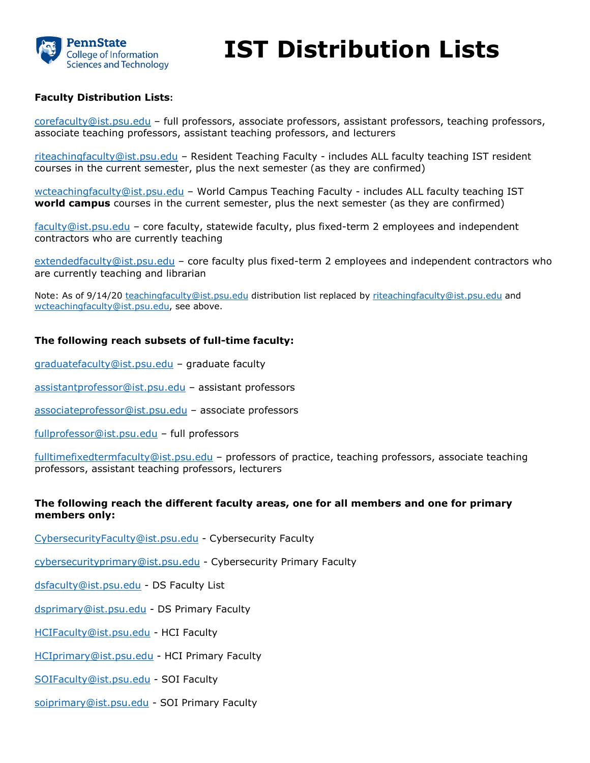# IST Distribution Lists

**Faculty Distribution Lists**:

corefaculty@ist.psu.edu – full professors, associate professors, assistant professors, teaching professors, associate teaching professors, assistant teaching professors, and lecturers

riteachingfaculty@ist.psu.edu – Resident Teaching Faculty - includes ALL faculty teaching IST resident courses in the current semester, plus the next semester (as they are confirmed)

wcteachingfaculty@ist.psu.edu – World Campus Teaching Faculty - includes ALL faculty teaching IST **world campus** courses in the current semester, plus the next semester (as they are confirmed)

faculty@ist.psu.edu – core faculty, statewide faculty, plus fixed-term 2 employees and independent contractors who are currently teaching

extendedfaculty@ist.psu.edu – core faculty plus fixed-term 2 employees and independent contractors who are currently teaching and librarian

Note: As of 9/14/20 teachingfaculty@ist.psu.edu distribution list replaced by riteachingfaculty@ist.psu.edu and wcteachingfaculty@ist.psu.edu, see above.

**The following reach subsets of full-time faculty:**

graduatefaculty@ist.psu.edu – graduate faculty

assistantprofessor@ist.psu.edu – assistant professors

associateprofessor@ist.psu.edu – associate professors

fullprofessor@ist.psu.edu – full professors

fulltimefixedtermfaculty@ist.psu.edu – professors of practice, teaching professors, associate teaching professors, assistant teaching professors, lecturers

**The following reach the different faculty areas, one for all members and one for primary members only:**

CybersecurityFaculty@ist.psu.edu - Cybersecurity Faculty

cybersecurityprimary@ist.psu.edu - Cybersecurity Primary Faculty

dsfaculty@ist.psu.edu - DS Faculty List

dsprimary@ist.psu.edu - DS Primary Faculty

HCIFaculty@ist.psu.edu - HCI Faculty

HCIprimary@ist.psu.edu - HCI Primary Faculty

SOIFaculty@ist.psu.edu - SOI Faculty

soiprimary@ist.psu.edu - SOI Primary Faculty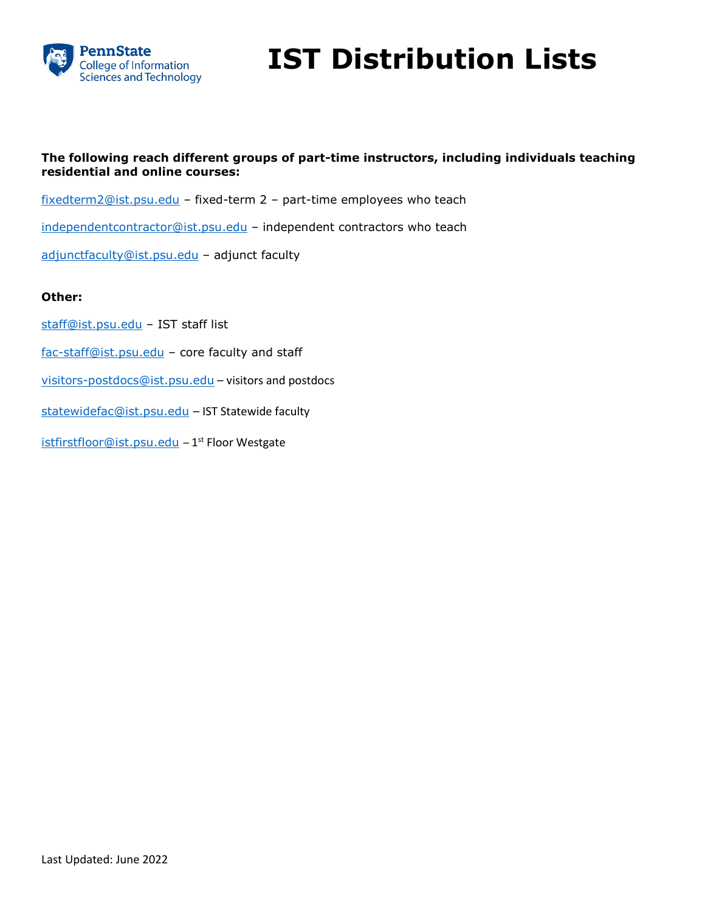# IST Distribution Lists

**The following reach different groups of part-time instructors, including individuals teaching residential and online courses:**

fixedterm2@ist.psu.edu – fixed-term 2 – part-time employees who teach

independentcontractor@ist.psu.edu – independent contractors who teach

adjunctfaculty@ist.psu.edu – adjunct faculty

**Other:**

staff@ist.psu.edu – IST staff list

fac-staff@ist.psu.edu – core faculty and staff

visitors-postdocs@ist.psu.edu – visitors and postdocs

statewidefac@ist.psu.edu – IST Statewide faculty

istfirstfloor@ist.psu.edu – 1st Floor Westgate

Last Updated: June 2022